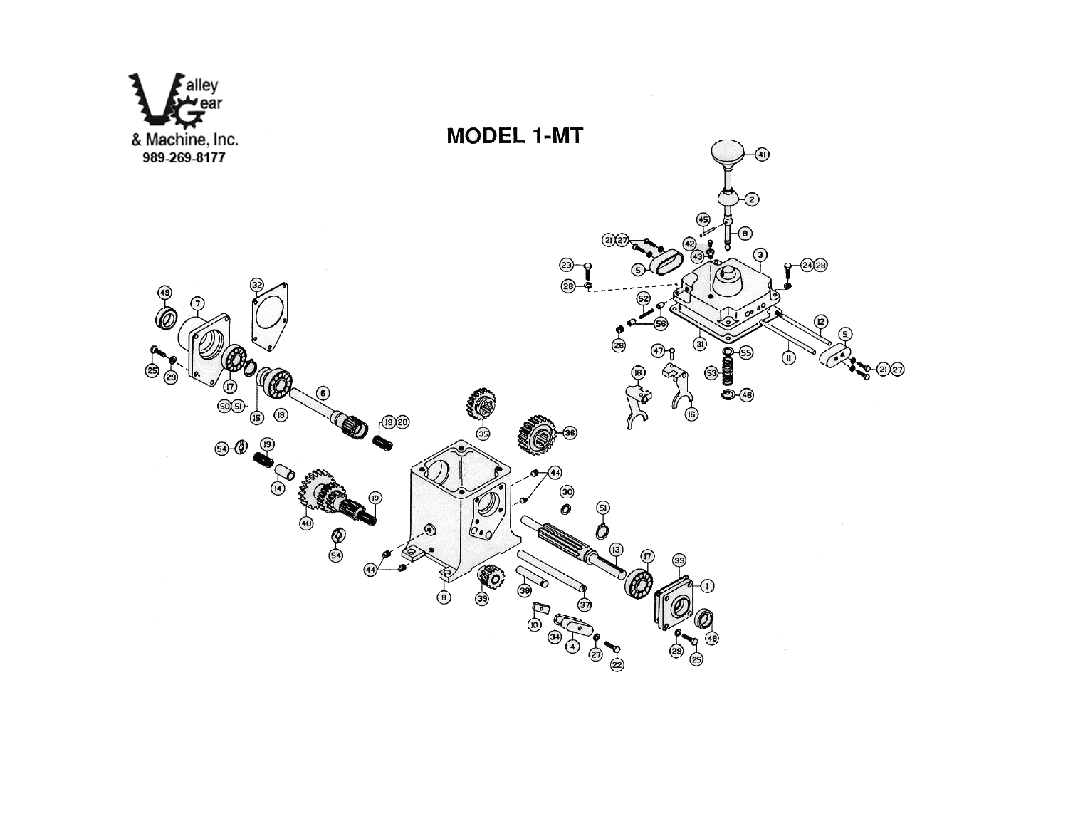Valley Gear & Machine, Inc.
989-269-8177

# MODEL 1-MT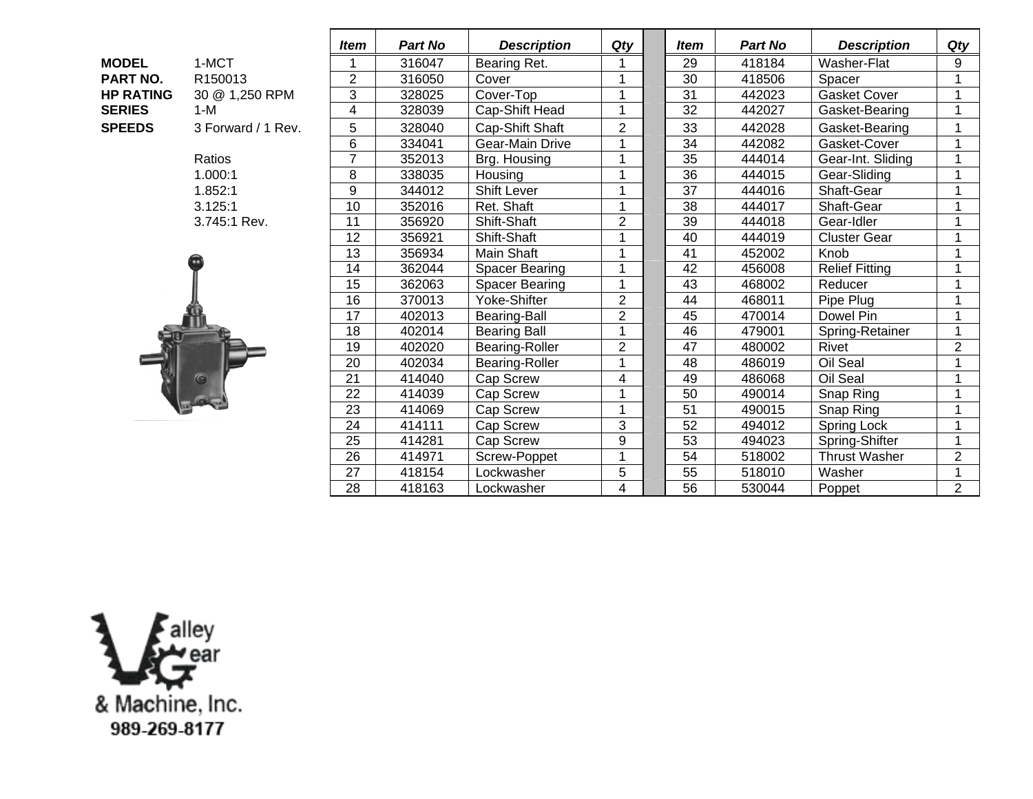| | |
|---|---|
| **MODEL** | 1-MCT |
| **PART NO.** | R150013 |
| **HP RATING** | 30 @ 1,250 RPM |
| **SERIES** | 1-M |
| **SPEEDS** | 3 Forward / 1 Rev. |

Ratios
1.000:1
1.852:1
3.125:1
3.745:1 Rev.

| *Item* | *Part No* | *Description* | *Qty* | | *Item* | *Part No* | *Description* | *Qty* |
|---|---|---|---|---|---|---|---|---|
| 1 | 316047 | Bearing Ret. | 1 | | 29 | 418184 | Washer-Flat | 9 |
| 2 | 316050 | Cover | 1 | | 30 | 418506 | Spacer | 1 |
| 3 | 328025 | Cover-Top | 1 | | 31 | 442023 | Gasket Cover | 1 |
| 4 | 328039 | Cap-Shift Head | 1 | | 32 | 442027 | Gasket-Bearing | 1 |
| 5 | 328040 | Cap-Shift Shaft | 2 | | 33 | 442028 | Gasket-Bearing | 1 |
| 6 | 334041 | Gear-Main Drive | 1 | | 34 | 442082 | Gasket-Cover | 1 |
| 7 | 352013 | Brg. Housing | 1 | | 35 | 444014 | Gear-Int. Sliding | 1 |
| 8 | 338035 | Housing | 1 | | 36 | 444015 | Gear-Sliding | 1 |
| 9 | 344012 | Shift Lever | 1 | | 37 | 444016 | Shaft-Gear | 1 |
| 10 | 352016 | Ret. Shaft | 1 | | 38 | 444017 | Shaft-Gear | 1 |
| 11 | 356920 | Shift-Shaft | 2 | | 39 | 444018 | Gear-Idler | 1 |
| 12 | 356921 | Shift-Shaft | 1 | | 40 | 444019 | Cluster Gear | 1 |
| 13 | 356934 | Main Shaft | 1 | | 41 | 452002 | Knob | 1 |
| 14 | 362044 | Spacer Bearing | 1 | | 42 | 456008 | Relief Fitting | 1 |
| 15 | 362063 | Spacer Bearing | 1 | | 43 | 468002 | Reducer | 1 |
| 16 | 370013 | Yoke-Shifter | 2 | | 44 | 468011 | Pipe Plug | 1 |
| 17 | 402013 | Bearing-Ball | 2 | | 45 | 470014 | Dowel Pin | 1 |
| 18 | 402014 | Bearing Ball | 1 | | 46 | 479001 | Spring-Retainer | 1 |
| 19 | 402020 | Bearing-Roller | 2 | | 47 | 480002 | Rivet | 2 |
| 20 | 402034 | Bearing-Roller | 1 | | 48 | 486019 | Oil Seal | 1 |
| 21 | 414040 | Cap Screw | 4 | | 49 | 486068 | Oil Seal | 1 |
| 22 | 414039 | Cap Screw | 1 | | 50 | 490014 | Snap Ring | 1 |
| 23 | 414069 | Cap Screw | 1 | | 51 | 490015 | Snap Ring | 1 |
| 24 | 414111 | Cap Screw | 3 | | 52 | 494012 | Spring Lock | 1 |
| 25 | 414281 | Cap Screw | 9 | | 53 | 494023 | Spring-Shifter | 1 |
| 26 | 414971 | Screw-Poppet | 1 | | 54 | 518002 | Thrust Washer | 2 |
| 27 | 418154 | Lockwasher | 5 | | 55 | 518010 | Washer | 1 |
| 28 | 418163 | Lockwasher | 4 | | 56 | 530044 | Poppet | 2 |

Valley Gear & Machine, Inc.
989-269-8177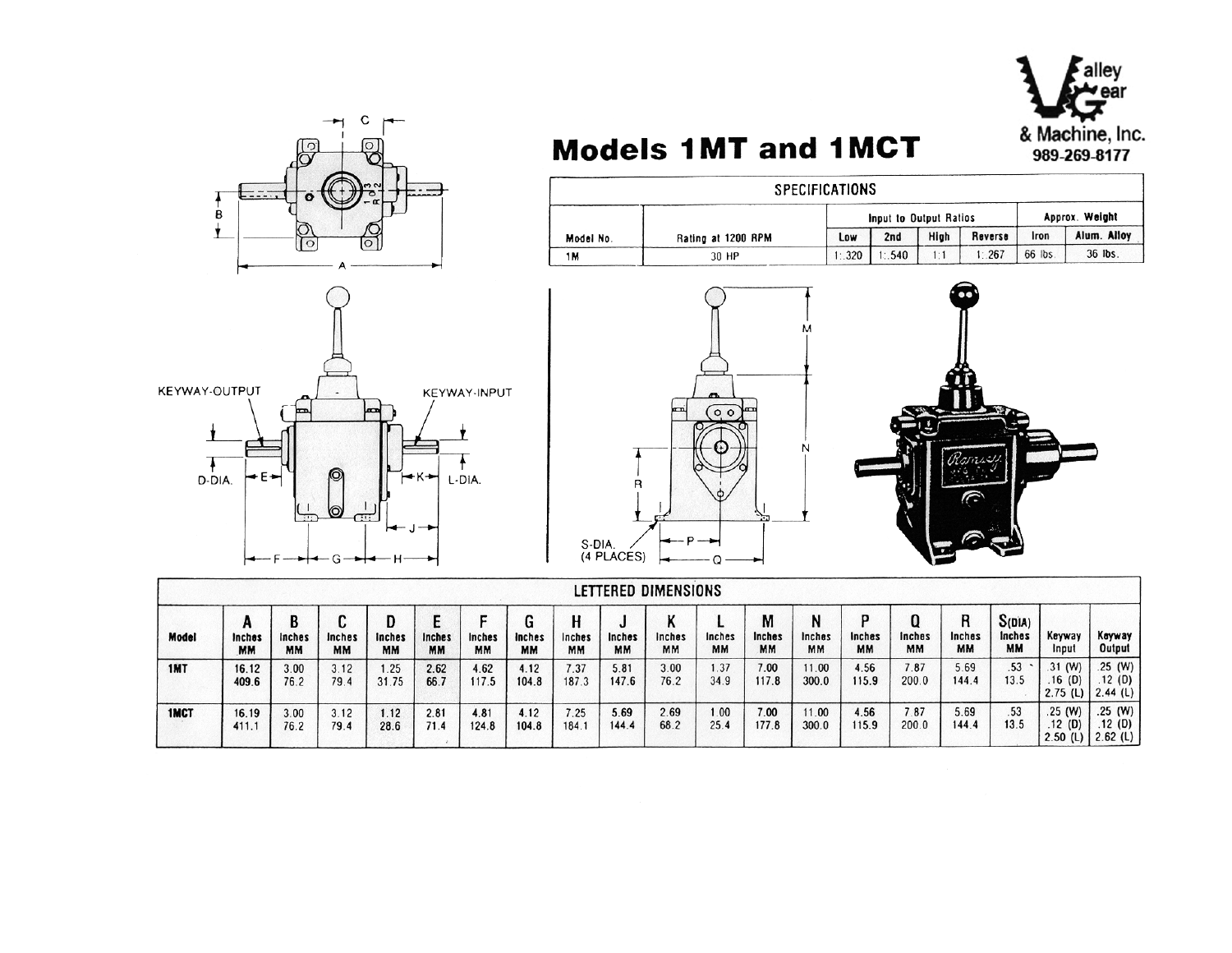Valley Gear & Machine, Inc.
989-269-8177

# Models 1MT and 1MCT

KEYWAY-OUTPUT

KEYWAY-INPUT

D-DIA.

L-DIA.

S-DIA. (4 PLACES)

| SPECIFICATIONS | | | | | | | |
|---|---|---|---|---|---|---|---|
| | | Input to Output Ratios | | | | Approx. Weight | |
| Model No. | Rating at 1200 RPM | Low | 2nd | High | Reverse | Iron | Alum. Alloy |
| 1M | 30 HP | 1:.320 | 1:.540 | 1:1 | 1:.267 | 66 lbs. | 36 lbs. |

| LETTERED DIMENSIONS | | | | | | | | | | | | | | | | | | | | |
|---|---|---|---|---|---|---|---|---|---|---|---|---|---|---|---|---|---|---|---|---|
| Model | A Inches MM | B Inches MM | C Inches MM | D Inches MM | E Inches MM | F Inches MM | G Inches MM | H Inches MM | J Inches MM | K Inches MM | L Inches MM | M Inches MM | N Inches MM | P Inches MM | Q Inches MM | R Inches MM | S(DIA) Inches MM | Keyway Input | Keyway Output |
| 1MT | 16.12 409.6 | 3.00 76.2 | 3.12 79.4 | 1.25 31.75 | 2.62 66.7 | 4.62 117.5 | 4.12 104.8 | 7.37 187.3 | 5.81 147.6 | 3.00 76.2 | 1.37 34.9 | 7.00 117.8 | 11.00 300.0 | 4.56 115.9 | 7.87 200.0 | 5.69 144.4 | .53 13.5 | .31 (W) .16 (D) 2.75 (L) | .25 (W) .12 (D) 2.44 (L) |
| 1MCT | 16.19 411.1 | 3.00 76.2 | 3.12 79.4 | 1.12 28.6 | 2.81 71.4 | 4.81 124.8 | 4.12 104.8 | 7.25 184.1 | 5.69 144.4 | 2.69 68.2 | 1.00 25.4 | 7.00 177.8 | 11.00 300.0 | 4.56 115.9 | 7.87 200.0 | 5.69 144.4 | .53 13.5 | .25 (W) .12 (D) 2.50 (L) | .25 (W) .12 (D) 2.62 (L) |